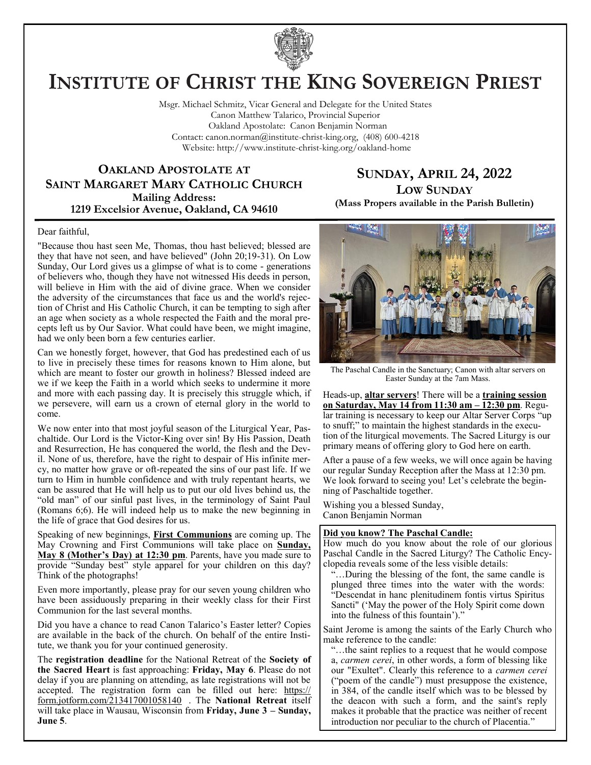# Institute of Christ the King Sovereign Priest

Msgr. Michael Schmitz, Vicar General and Delegate for the United States
Canon Matthew Talarico, Provincial Superior
Oakland Apostolate: Canon Benjamin Norman
Contact: canon.norman@institute-christ-king.org, (408) 600-4218
Website: http://www.institute-christ-king.org/oakland-home

## Oakland Apostolate at Saint Margaret Mary Catholic Church

**Mailing Address:**
**1219 Excelsior Avenue, Oakland, CA 94610**

## Sunday, April 24, 2022

### Low Sunday

**(Mass Propers available in the Parish Bulletin)**

Dear faithful,

"Because thou hast seen Me, Thomas, thou hast believed; blessed are they that have not seen, and have believed" (John 20;19-31). On Low Sunday, Our Lord gives us a glimpse of what is to come - generations of believers who, though they have not witnessed His deeds in person, will believe in Him with the aid of divine grace. When we consider the adversity of the circumstances that face us and the world's rejection of Christ and His Catholic Church, it can be tempting to sigh after an age when society as a whole respected the Faith and the moral precepts left us by Our Savior. What could have been, we might imagine, had we only been born a few centuries earlier.

Can we honestly forget, however, that God has predestined each of us to live in precisely these times for reasons known to Him alone, but which are meant to foster our growth in holiness? Blessed indeed are we if we keep the Faith in a world which seeks to undermine it more and more with each passing day. It is precisely this struggle which, if we persevere, will earn us a crown of eternal glory in the world to come.

We now enter into that most joyful season of the Liturgical Year, Paschaltide. Our Lord is the Victor-King over sin! By His Passion, Death and Resurrection, He has conquered the world, the flesh and the Devil. None of us, therefore, have the right to despair of His infinite mercy, no matter how grave or oft-repeated the sins of our past life. If we turn to Him in humble confidence and with truly repentant hearts, we can be assured that He will help us to put our old lives behind us, the "old man" of our sinful past lives, in the terminology of Saint Paul (Romans 6;6). He will indeed help us to make the new beginning in the life of grace that God desires for us.

Speaking of new beginnings, **First Communions** are coming up. The May Crowning and First Communions will take place on **Sunday, May 8 (Mother's Day) at 12:30 pm**. Parents, have you made sure to provide "Sunday best" style apparel for your children on this day? Think of the photographs!

Even more importantly, please pray for our seven young children who have been assiduously preparing in their weekly class for their First Communion for the last several months.

Did you have a chance to read Canon Talarico's Easter letter? Copies are available in the back of the church. On behalf of the entire Institute, we thank you for your continued generosity.

The **registration deadline** for the National Retreat of the **Society of the Sacred Heart** is fast approaching: **Friday, May 6**. Please do not delay if you are planning on attending, as late registrations will not be accepted. The registration form can be filled out here: https://form.jotform.com/213417001058140 . The **National Retreat** itself will take place in Wausau, Wisconsin from **Friday, June 3 – Sunday, June 5**.

The Paschal Candle in the Sanctuary; Canon with altar servers on Easter Sunday at the 7am Mass.

Heads-up, **altar servers**! There will be a **training session on Saturday, May 14 from 11:30 am – 12:30 pm**. Regular training is necessary to keep our Altar Server Corps "up to snuff;" to maintain the highest standards in the execution of the liturgical movements. The Sacred Liturgy is our primary means of offering glory to God here on earth.

After a pause of a few weeks, we will once again be having our regular Sunday Reception after the Mass at 12:30 pm. We look forward to seeing you! Let's celebrate the beginning of Paschaltide together.

Wishing you a blessed Sunday,
Canon Benjamin Norman

**Did you know? The Paschal Candle:**

How much do you know about the role of our glorious Paschal Candle in the Sacred Liturgy? The Catholic Encyclopedia reveals some of the less visible details:

> "…During the blessing of the font, the same candle is plunged three times into the water with the words: "Descendat in hanc plenitudinem fontis virtus Spiritus Sancti" ('May the power of the Holy Spirit come down into the fulness of this fountain')."

Saint Jerome is among the saints of the Early Church who make reference to the candle:

> "…the saint replies to a request that he would compose a, *carmen cerei*, in other words, a form of blessing like our "Exultet". Clearly this reference to a *carmen cerei* ("poem of the candle") must presuppose the existence, in 384, of the candle itself which was to be blessed by the deacon with such a form, and the saint's reply makes it probable that the practice was neither of recent introduction nor peculiar to the church of Placentia."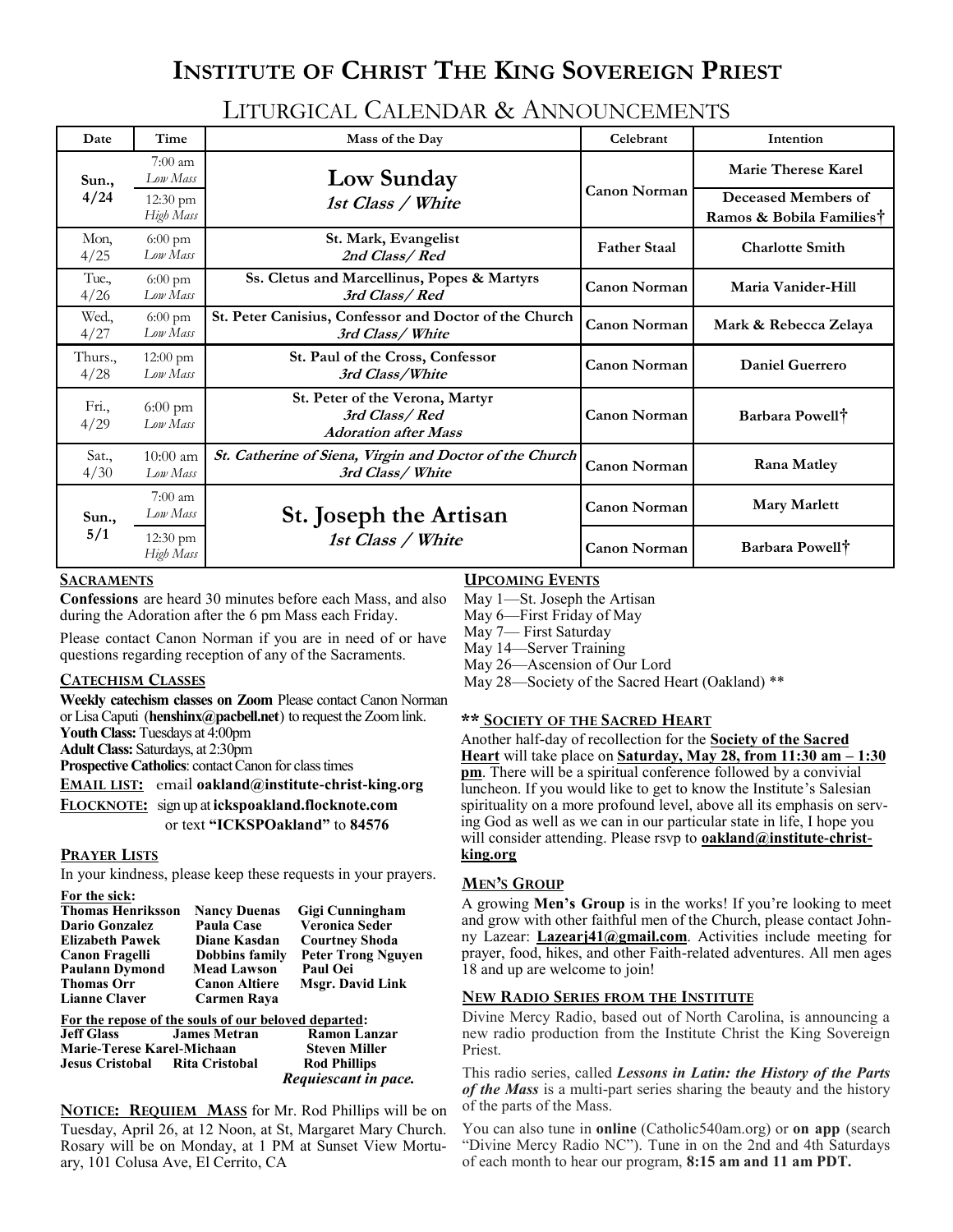# INSTITUTE OF CHRIST THE KING SOVEREIGN PRIEST

## LITURGICAL CALENDAR & ANNOUNCEMENTS

| Date | Time | Mass of the Day | Celebrant | Intention |
|---|---|---|---|---|
| Sun., 4/24 | 7:00 am *Low Mass* | **Low Sunday** *1st Class / White* | Canon Norman | **Marie Therese Karel** |
| | 12:30 pm *High Mass* | | | **Deceased Members of Ramos & Bobila Families†** |
| Mon, 4/25 | 6:00 pm *Low Mass* | **St. Mark, Evangelist** *2nd Class/ Red* | **Father Staal** | **Charlotte Smith** |
| Tue., 4/26 | 6:00 pm *Low Mass* | **Ss. Cletus and Marcellinus, Popes & Martyrs** *3rd Class/ Red* | **Canon Norman** | **Maria Vanider-Hill** |
| Wed., 4/27 | 6:00 pm *Low Mass* | **St. Peter Canisius, Confessor and Doctor of the Church** *3rd Class/ White* | **Canon Norman** | **Mark & Rebecca Zelaya** |
| Thurs., 4/28 | 12:00 pm *Low Mass* | **St. Paul of the Cross, Confessor** *3rd Class/White* | **Canon Norman** | **Daniel Guerrero** |
| Fri., 4/29 | 6:00 pm *Low Mass* | **St. Peter of the Verona, Martyr** *3rd Class/ Red* *Adoration after Mass* | **Canon Norman** | **Barbara Powell†** |
| Sat., 4/30 | 10:00 am *Low Mass* | ***St. Catherine of Siena, Virgin and Doctor of the Church*** *3rd Class/ White* | **Canon Norman** | **Rana Matley** |
| Sun., 5/1 | 7:00 am *Low Mass* | **St. Joseph the Artisan** *1st Class / White* | **Canon Norman** | **Mary Marlett** |
| | 12:30 pm *High Mass* | | **Canon Norman** | **Barbara Powell†** |

### SACRAMENTS

**Confessions** are heard 30 minutes before each Mass, and also during the Adoration after the 6 pm Mass each Friday.

Please contact Canon Norman if you are in need of or have questions regarding reception of any of the Sacraments.

### CATECHISM CLASSES

**Weekly catechism classes on Zoom** Please contact Canon Norman or Lisa Caputi (**henshinx@pacbell.net**) to request the Zoom link.
**Youth Class:** Tuesdays at 4:00pm
**Adult Class:** Saturdays, at 2:30pm
**Prospective Catholics**: contact Canon for class times

**EMAIL LIST:** email **oakland@institute-christ-king.org**

**FLOCKNOTE:** sign up at **ickspoakland.flocknote.com** or text **"ICKSPOakland"** to **84576**

### PRAYER LISTS

In your kindness, please keep these requests in your prayers.

**For the sick:**

**Thomas Henriksson, Nancy Duenas, Gigi Cunningham, Dario Gonzalez, Paula Case, Veronica Seder, Elizabeth Pawek, Diane Kasdan, Courtney Shoda, Canon Fragelli, Dobbins family, Peter Trong Nguyen, Paulann Dymond, Mead Lawson, Paul Oei, Thomas Orr, Canon Altiere, Msgr. David Link, Lianne Claver, Carmen Raya**

**For the repose of the souls of our beloved departed:**

**Jeff Glass, James Metran, Ramon Lanzar, Marie-Terese Karel-Michaan, Steven Miller, Jesus Cristobal, Rita Cristobal, Rod Phillips**

***Requiescant in pace.***

**NOTICE: REQUIEM MASS** for Mr. Rod Phillips will be on Tuesday, April 26, at 12 Noon, at St, Margaret Mary Church. Rosary will be on Monday, at 1 PM at Sunset View Mortuary, 101 Colusa Ave, El Cerrito, CA

### UPCOMING EVENTS

May 1—St. Joseph the Artisan
May 6—First Friday of May
May 7— First Saturday
May 14—Server Training
May 26—Ascension of Our Lord
May 28—Society of the Sacred Heart (Oakland) **

### ** SOCIETY OF THE SACRED HEART

Another half-day of recollection for the **Society of the Sacred Heart** will take place on **Saturday, May 28, from 11:30 am – 1:30 pm**. There will be a spiritual conference followed by a convivial luncheon. If you would like to get to know the Institute's Salesian spirituality on a more profound level, above all its emphasis on serving God as well as we can in our particular state in life, I hope you will consider attending. Please rsvp to **oakland@institute-christ-king.org**

### MEN'S GROUP

A growing **Men's Group** is in the works! If you're looking to meet and grow with other faithful men of the Church, please contact Johnny Lazear: **Lazearj41@gmail.com**. Activities include meeting for prayer, food, hikes, and other Faith-related adventures. All men ages 18 and up are welcome to join!

### NEW RADIO SERIES FROM THE INSTITUTE

Divine Mercy Radio, based out of North Carolina, is announcing a new radio production from the Institute Christ the King Sovereign Priest.

This radio series, called ***Lessons in Latin: the History of the Parts of the Mass*** is a multi-part series sharing the beauty and the history of the parts of the Mass.

You can also tune in **online** (Catholic540am.org) or **on app** (search "Divine Mercy Radio NC"). Tune in on the 2nd and 4th Saturdays of each month to hear our program, **8:15 am and 11 am PDT.**